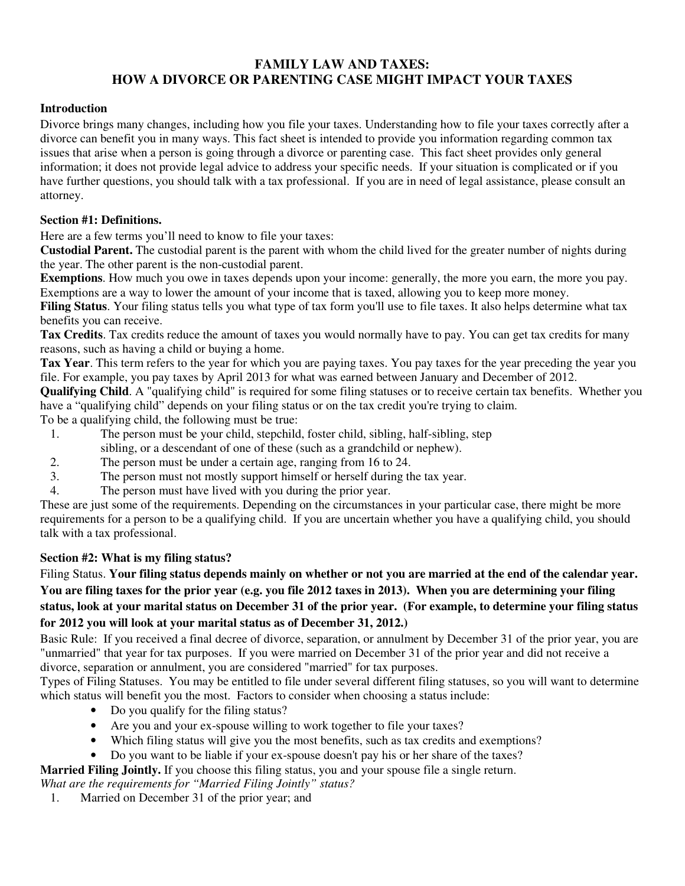# FAMILY LAW AND TAXES:
# HOW A DIVORCE OR PARENTING CASE MIGHT IMPACT YOUR TAXES

**Introduction**

Divorce brings many changes, including how you file your taxes. Understanding how to file your taxes correctly after a divorce can benefit you in many ways. This fact sheet is intended to provide you information regarding common tax issues that arise when a person is going through a divorce or parenting case. This fact sheet provides only general information; it does not provide legal advice to address your specific needs. If your situation is complicated or if you have further questions, you should talk with a tax professional. If you are in need of legal assistance, please consult an attorney.

**Section #1: Definitions.**

Here are a few terms you'll need to know to file your taxes:

**Custodial Parent.** The custodial parent is the parent with whom the child lived for the greater number of nights during the year. The other parent is the non-custodial parent.

**Exemptions**. How much you owe in taxes depends upon your income: generally, the more you earn, the more you pay. Exemptions are a way to lower the amount of your income that is taxed, allowing you to keep more money.

**Filing Status**. Your filing status tells you what type of tax form you'll use to file taxes. It also helps determine what tax benefits you can receive.

**Tax Credits**. Tax credits reduce the amount of taxes you would normally have to pay. You can get tax credits for many reasons, such as having a child or buying a home.

**Tax Year**. This term refers to the year for which you are paying taxes. You pay taxes for the year preceding the year you file. For example, you pay taxes by April 2013 for what was earned between January and December of 2012.

**Qualifying Child**. A "qualifying child" is required for some filing statuses or to receive certain tax benefits. Whether you have a "qualifying child" depends on your filing status or on the tax credit you're trying to claim.

To be a qualifying child, the following must be true:

1. The person must be your child, stepchild, foster child, sibling, half-sibling, step sibling, or a descendant of one of these (such as a grandchild or nephew).
2. The person must be under a certain age, ranging from 16 to 24.
3. The person must not mostly support himself or herself during the tax year.
4. The person must have lived with you during the prior year.

These are just some of the requirements. Depending on the circumstances in your particular case, there might be more requirements for a person to be a qualifying child. If you are uncertain whether you have a qualifying child, you should talk with a tax professional.

**Section #2: What is my filing status?**

Filing Status. **Your filing status depends mainly on whether or not you are married at the end of the calendar year. You are filing taxes for the prior year (e.g. you file 2012 taxes in 2013). When you are determining your filing status, look at your marital status on December 31 of the prior year. (For example, to determine your filing status for 2012 you will look at your marital status as of December 31, 2012.)**

Basic Rule: If you received a final decree of divorce, separation, or annulment by December 31 of the prior year, you are "unmarried" that year for tax purposes. If you were married on December 31 of the prior year and did not receive a divorce, separation or annulment, you are considered "married" for tax purposes.

Types of Filing Statuses. You may be entitled to file under several different filing statuses, so you will want to determine which status will benefit you the most. Factors to consider when choosing a status include:

- Do you qualify for the filing status?
- Are you and your ex-spouse willing to work together to file your taxes?
- Which filing status will give you the most benefits, such as tax credits and exemptions?
- Do you want to be liable if your ex-spouse doesn't pay his or her share of the taxes?

**Married Filing Jointly.** If you choose this filing status, you and your spouse file a single return.

*What are the requirements for "Married Filing Jointly" status?*

1. Married on December 31 of the prior year; and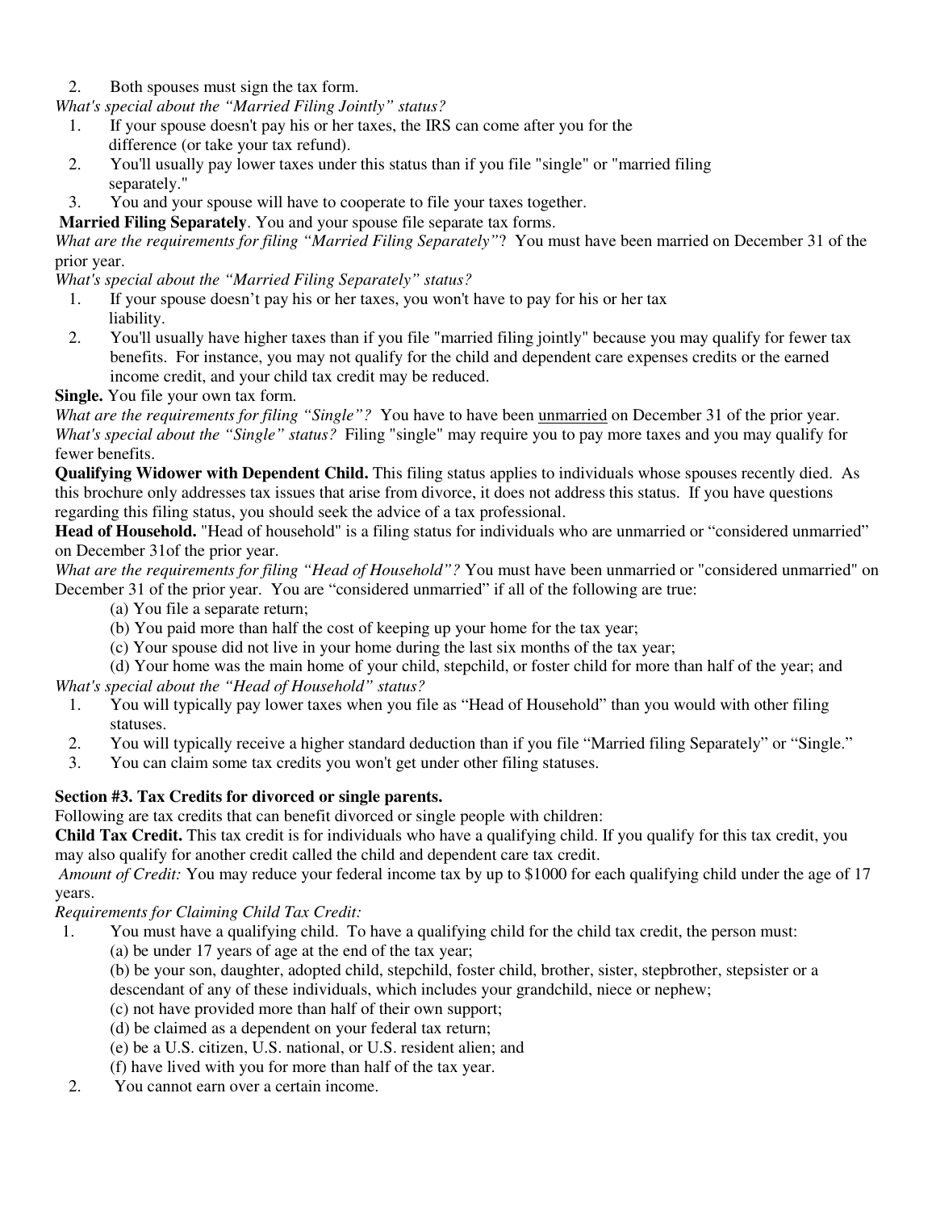2. Both spouses must sign the tax form.

*What's special about the "Married Filing Jointly" status?*

1. If your spouse doesn't pay his or her taxes, the IRS can come after you for the difference (or take your tax refund).
2. You'll usually pay lower taxes under this status than if you file "single" or "married filing separately."
3. You and your spouse will have to cooperate to file your taxes together.

**Married Filing Separately**. You and your spouse file separate tax forms.

*What are the requirements for filing "Married Filing Separately"*? You must have been married on December 31 of the prior year.

*What's special about the "Married Filing Separately" status?*

1. If your spouse doesn't pay his or her taxes, you won't have to pay for his or her tax liability.
2. You'll usually have higher taxes than if you file "married filing jointly" because you may qualify for fewer tax benefits. For instance, you may not qualify for the child and dependent care expenses credits or the earned income credit, and your child tax credit may be reduced.

**Single.** You file your own tax form.

*What are the requirements for filing "Single"?* You have to have been unmarried on December 31 of the prior year.

*What's special about the "Single" status?* Filing "single" may require you to pay more taxes and you may qualify for fewer benefits.

**Qualifying Widower with Dependent Child.** This filing status applies to individuals whose spouses recently died. As this brochure only addresses tax issues that arise from divorce, it does not address this status. If you have questions regarding this filing status, you should seek the advice of a tax professional.

**Head of Household.** "Head of household" is a filing status for individuals who are unmarried or "considered unmarried" on December 31of the prior year.

*What are the requirements for filing "Head of Household"?* You must have been unmarried or "considered unmarried" on December 31 of the prior year. You are "considered unmarried" if all of the following are true:

(a) You file a separate return;
(b) You paid more than half the cost of keeping up your home for the tax year;
(c) Your spouse did not live in your home during the last six months of the tax year;
(d) Your home was the main home of your child, stepchild, or foster child for more than half of the year; and

*What's special about the "Head of Household" status?*

1. You will typically pay lower taxes when you file as "Head of Household" than you would with other filing statuses.
2. You will typically receive a higher standard deduction than if you file "Married filing Separately" or "Single."
3. You can claim some tax credits you won't get under other filing statuses.

## Section #3. Tax Credits for divorced or single parents.

Following are tax credits that can benefit divorced or single people with children:

**Child Tax Credit.** This tax credit is for individuals who have a qualifying child. If you qualify for this tax credit, you may also qualify for another credit called the child and dependent care tax credit.

*Amount of Credit:* You may reduce your federal income tax by up to $1000 for each qualifying child under the age of 17 years.

*Requirements for Claiming Child Tax Credit:*

1. You must have a qualifying child. To have a qualifying child for the child tax credit, the person must:
   (a) be under 17 years of age at the end of the tax year;
   (b) be your son, daughter, adopted child, stepchild, foster child, brother, sister, stepbrother, stepsister or a descendant of any of these individuals, which includes your grandchild, niece or nephew;
   (c) not have provided more than half of their own support;
   (d) be claimed as a dependent on your federal tax return;
   (e) be a U.S. citizen, U.S. national, or U.S. resident alien; and
   (f) have lived with you for more than half of the tax year.
2. You cannot earn over a certain income.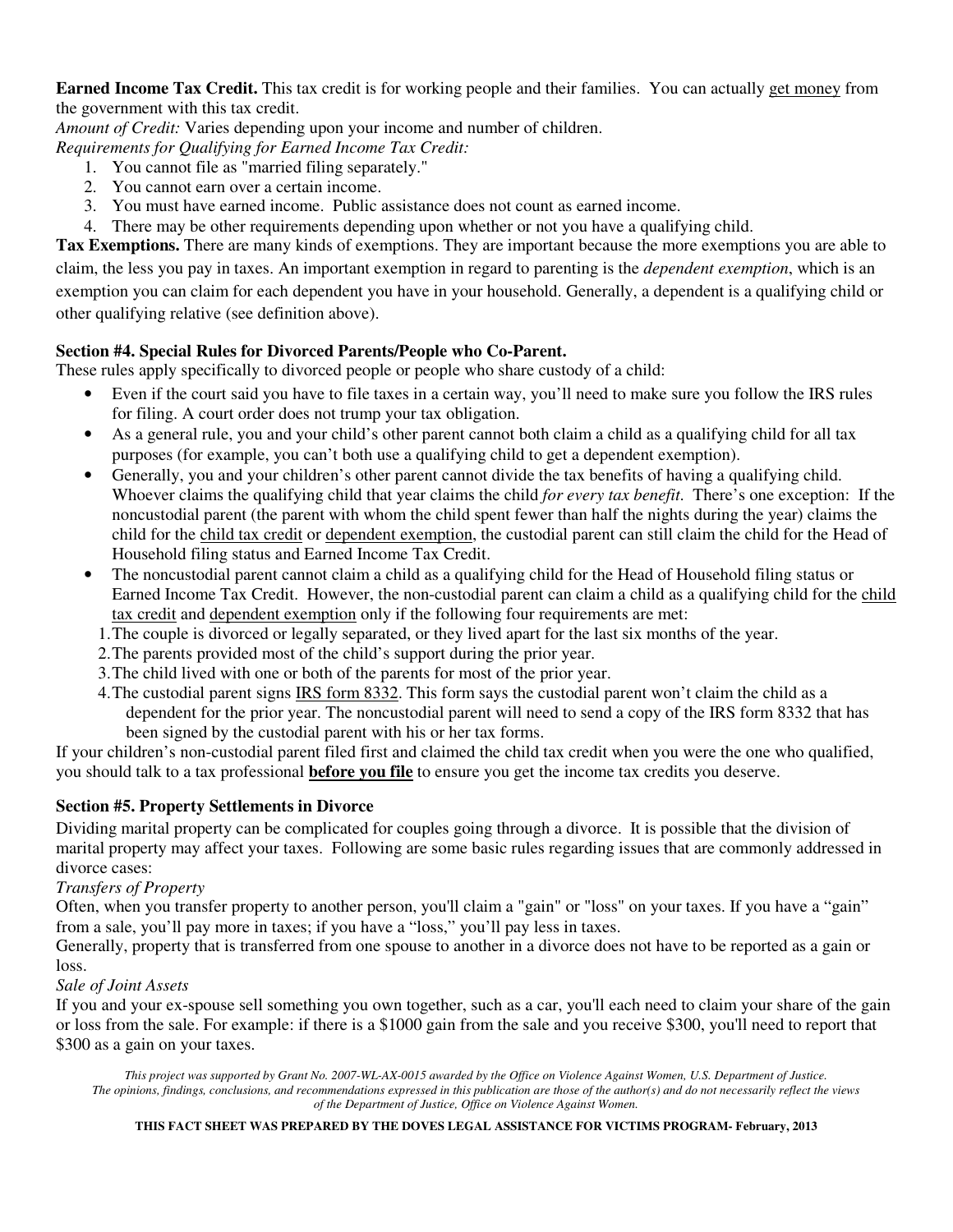**Earned Income Tax Credit.** This tax credit is for working people and their families. You can actually get money from the government with this tax credit.

*Amount of Credit:* Varies depending upon your income and number of children.

*Requirements for Qualifying for Earned Income Tax Credit:*

1. You cannot file as "married filing separately."
2. You cannot earn over a certain income.
3. You must have earned income. Public assistance does not count as earned income.
4. There may be other requirements depending upon whether or not you have a qualifying child.

**Tax Exemptions.** There are many kinds of exemptions. They are important because the more exemptions you are able to claim, the less you pay in taxes. An important exemption in regard to parenting is the *dependent exemption*, which is an exemption you can claim for each dependent you have in your household. Generally, a dependent is a qualifying child or other qualifying relative (see definition above).

### Section #4. Special Rules for Divorced Parents/People who Co-Parent.

These rules apply specifically to divorced people or people who share custody of a child:

- Even if the court said you have to file taxes in a certain way, you'll need to make sure you follow the IRS rules for filing. A court order does not trump your tax obligation.
- As a general rule, you and your child's other parent cannot both claim a child as a qualifying child for all tax purposes (for example, you can't both use a qualifying child to get a dependent exemption).
- Generally, you and your children's other parent cannot divide the tax benefits of having a qualifying child. Whoever claims the qualifying child that year claims the child *for every tax benefit*. There's one exception: If the noncustodial parent (the parent with whom the child spent fewer than half the nights during the year) claims the child for the child tax credit or dependent exemption, the custodial parent can still claim the child for the Head of Household filing status and Earned Income Tax Credit.
- The noncustodial parent cannot claim a child as a qualifying child for the Head of Household filing status or Earned Income Tax Credit. However, the non-custodial parent can claim a child as a qualifying child for the child tax credit and dependent exemption only if the following four requirements are met:
  1. The couple is divorced or legally separated, or they lived apart for the last six months of the year.
  2. The parents provided most of the child's support during the prior year.
  3. The child lived with one or both of the parents for most of the prior year.
  4. The custodial parent signs IRS form 8332. This form says the custodial parent won't claim the child as a dependent for the prior year. The noncustodial parent will need to send a copy of the IRS form 8332 that has been signed by the custodial parent with his or her tax forms.

If your children's non-custodial parent filed first and claimed the child tax credit when you were the one who qualified, you should talk to a tax professional **before you file** to ensure you get the income tax credits you deserve.

### Section #5. Property Settlements in Divorce

Dividing marital property can be complicated for couples going through a divorce. It is possible that the division of marital property may affect your taxes. Following are some basic rules regarding issues that are commonly addressed in divorce cases:

*Transfers of Property*

Often, when you transfer property to another person, you'll claim a "gain" or "loss" on your taxes. If you have a "gain" from a sale, you'll pay more in taxes; if you have a "loss," you'll pay less in taxes.

Generally, property that is transferred from one spouse to another in a divorce does not have to be reported as a gain or loss.

*Sale of Joint Assets*

If you and your ex-spouse sell something you own together, such as a car, you'll each need to claim your share of the gain or loss from the sale. For example: if there is a $1000 gain from the sale and you receive $300, you'll need to report that $300 as a gain on your taxes.

*This project was supported by Grant No. 2007-WL-AX-0015 awarded by the Office on Violence Against Women, U.S. Department of Justice. The opinions, findings, conclusions, and recommendations expressed in this publication are those of the author(s) and do not necessarily reflect the views of the Department of Justice, Office on Violence Against Women.*

**THIS FACT SHEET WAS PREPARED BY THE DOVES LEGAL ASSISTANCE FOR VICTIMS PROGRAM- February, 2013**